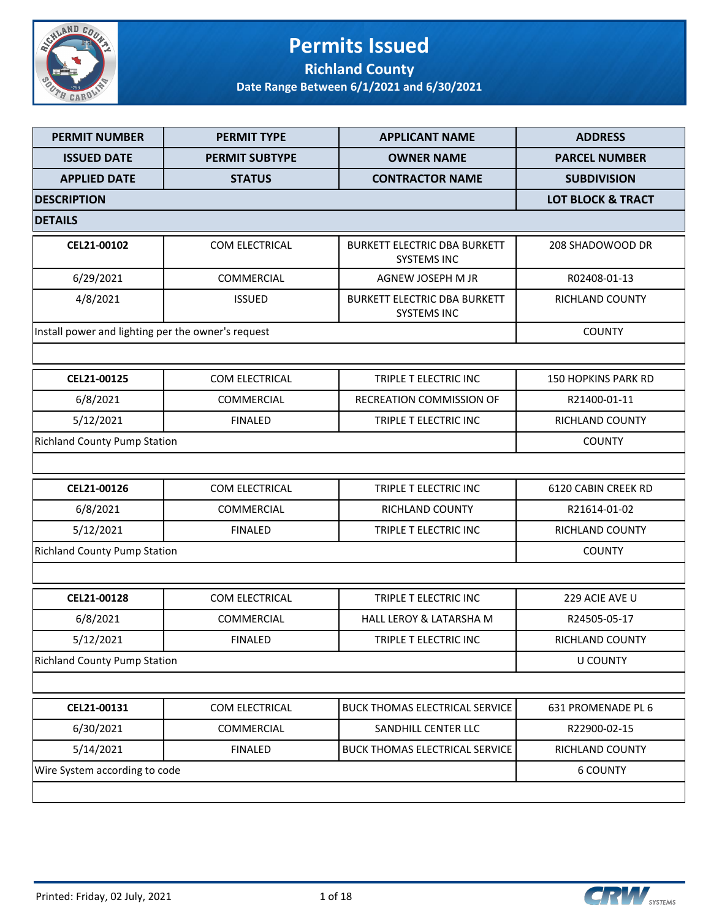# Permits Issued

## Richland County

### Date Range Between 6/1/2021 and 6/30/2021

| PERMIT NUMBER | PERMIT TYPE | APPLICANT NAME | ADDRESS |
|---|---|---|---|
| **ISSUED DATE** | **PERMIT SUBTYPE** | **OWNER NAME** | **PARCEL NUMBER** |
| **APPLIED DATE** | **STATUS** | **CONTRACTOR NAME** | **SUBDIVISION** |
| **DESCRIPTION** | | | **LOT BLOCK & TRACT** |
| **DETAILS** | | | |
| CEL21-00102 | COM ELECTRICAL | BURKETT ELECTRIC DBA BURKETT SYSTEMS INC | 208 SHADOWOOD DR |
| 6/29/2021 | COMMERCIAL | AGNEW JOSEPH M JR | R02408-01-13 |
| 4/8/2021 | ISSUED | BURKETT ELECTRIC DBA BURKETT SYSTEMS INC | RICHLAND COUNTY |
| Install power and lighting per the owner's request | | | COUNTY |
| | | | |
| CEL21-00125 | COM ELECTRICAL | TRIPLE T ELECTRIC INC | 150 HOPKINS PARK RD |
| 6/8/2021 | COMMERCIAL | RECREATION COMMISSION OF | R21400-01-11 |
| 5/12/2021 | FINALED | TRIPLE T ELECTRIC INC | RICHLAND COUNTY |
| Richland County Pump Station | | | COUNTY |
| | | | |
| CEL21-00126 | COM ELECTRICAL | TRIPLE T ELECTRIC INC | 6120 CABIN CREEK RD |
| 6/8/2021 | COMMERCIAL | RICHLAND COUNTY | R21614-01-02 |
| 5/12/2021 | FINALED | TRIPLE T ELECTRIC INC | RICHLAND COUNTY |
| Richland County Pump Station | | | COUNTY |
| | | | |
| CEL21-00128 | COM ELECTRICAL | TRIPLE T ELECTRIC INC | 229 ACIE AVE U |
| 6/8/2021 | COMMERCIAL | HALL LEROY & LATARSHA M | R24505-05-17 |
| 5/12/2021 | FINALED | TRIPLE T ELECTRIC INC | RICHLAND COUNTY |
| Richland County Pump Station | | | U COUNTY |
| | | | |
| CEL21-00131 | COM ELECTRICAL | BUCK THOMAS ELECTRICAL SERVICE | 631 PROMENADE PL 6 |
| 6/30/2021 | COMMERCIAL | SANDHILL CENTER LLC | R22900-02-15 |
| 5/14/2021 | FINALED | BUCK THOMAS ELECTRICAL SERVICE | RICHLAND COUNTY |
| Wire System according to code | | | 6 COUNTY |
| | | | |

Printed: Friday, 02 July, 2021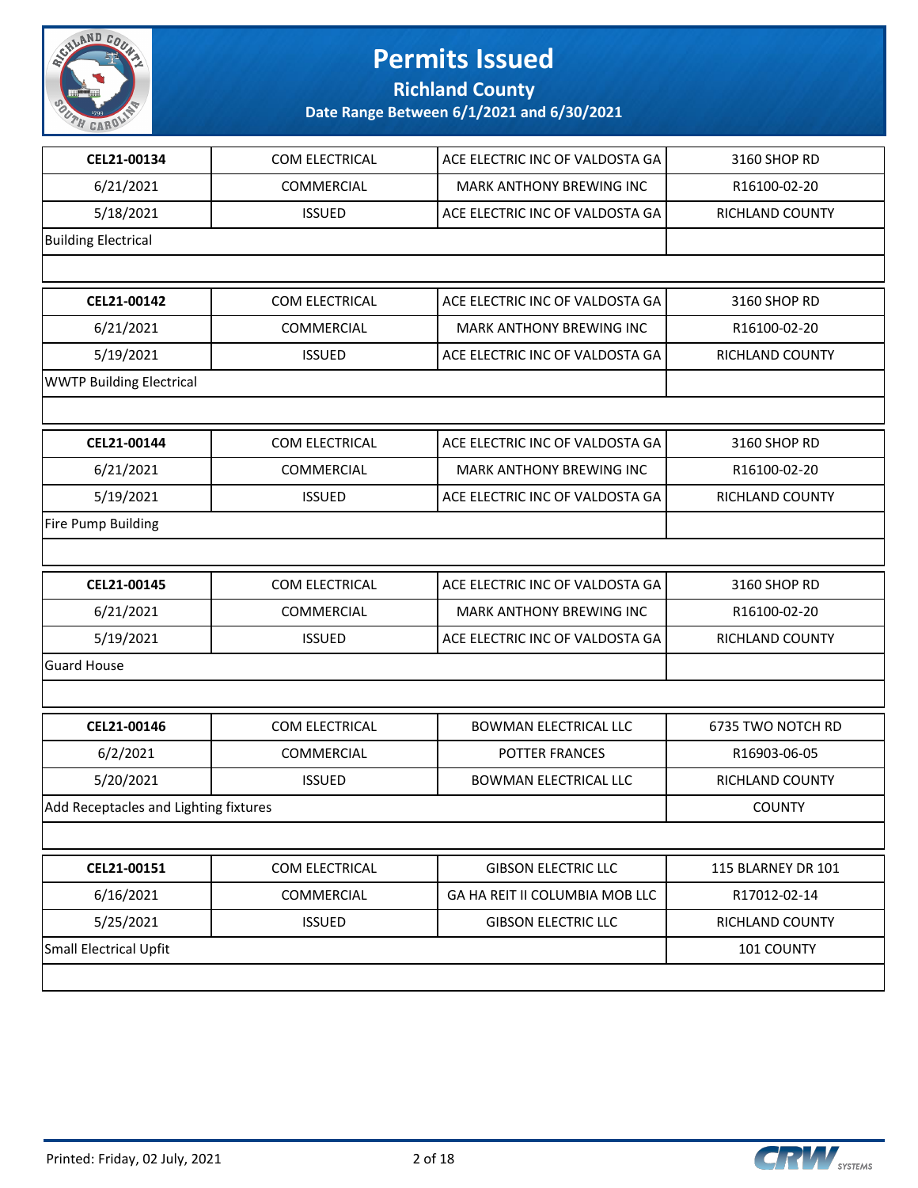# Permits Issued

## Richland County

### Date Range Between 6/1/2021 and 6/30/2021

| | | | |
|---|---|---|---|
| **CEL21-00134** | COM ELECTRICAL | ACE ELECTRIC INC OF VALDOSTA GA | 3160 SHOP RD |
| 6/21/2021 | COMMERCIAL | MARK ANTHONY BREWING INC | R16100-02-20 |
| 5/18/2021 | ISSUED | ACE ELECTRIC INC OF VALDOSTA GA | RICHLAND COUNTY |
| Building Electrical | | | |

| | | | |
|---|---|---|---|
| **CEL21-00142** | COM ELECTRICAL | ACE ELECTRIC INC OF VALDOSTA GA | 3160 SHOP RD |
| 6/21/2021 | COMMERCIAL | MARK ANTHONY BREWING INC | R16100-02-20 |
| 5/19/2021 | ISSUED | ACE ELECTRIC INC OF VALDOSTA GA | RICHLAND COUNTY |
| WWTP Building Electrical | | | |

| | | | |
|---|---|---|---|
| **CEL21-00144** | COM ELECTRICAL | ACE ELECTRIC INC OF VALDOSTA GA | 3160 SHOP RD |
| 6/21/2021 | COMMERCIAL | MARK ANTHONY BREWING INC | R16100-02-20 |
| 5/19/2021 | ISSUED | ACE ELECTRIC INC OF VALDOSTA GA | RICHLAND COUNTY |
| Fire Pump Building | | | |

| | | | |
|---|---|---|---|
| **CEL21-00145** | COM ELECTRICAL | ACE ELECTRIC INC OF VALDOSTA GA | 3160 SHOP RD |
| 6/21/2021 | COMMERCIAL | MARK ANTHONY BREWING INC | R16100-02-20 |
| 5/19/2021 | ISSUED | ACE ELECTRIC INC OF VALDOSTA GA | RICHLAND COUNTY |
| Guard House | | | |

| | | | |
|---|---|---|---|
| **CEL21-00146** | COM ELECTRICAL | BOWMAN ELECTRICAL LLC | 6735 TWO NOTCH RD |
| 6/2/2021 | COMMERCIAL | POTTER FRANCES | R16903-06-05 |
| 5/20/2021 | ISSUED | BOWMAN ELECTRICAL LLC | RICHLAND COUNTY |
| Add Receptacles and Lighting fixtures | | | COUNTY |

| | | | |
|---|---|---|---|
| **CEL21-00151** | COM ELECTRICAL | GIBSON ELECTRIC LLC | 115 BLARNEY DR 101 |
| 6/16/2021 | COMMERCIAL | GA HA REIT II COLUMBIA MOB LLC | R17012-02-14 |
| 5/25/2021 | ISSUED | GIBSON ELECTRIC LLC | RICHLAND COUNTY |
| Small Electrical Upfit | | | 101 COUNTY |

Printed: Friday, 02 July, 2021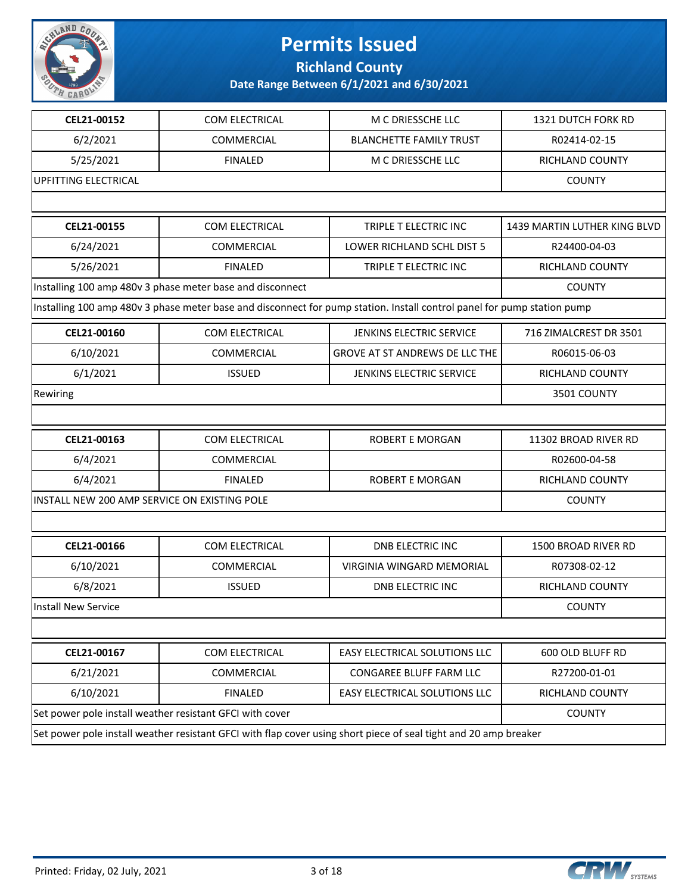# Permits Issued

## Richland County

### Date Range Between 6/1/2021 and 6/30/2021

| | | | |
|---|---|---|---|
| **CEL21-00152** | COM ELECTRICAL | M C DRIESSCHE LLC | 1321 DUTCH FORK RD |
| 6/2/2021 | COMMERCIAL | BLANCHETTE FAMILY TRUST | R02414-02-15 |
| 5/25/2021 | FINALED | M C DRIESSCHE LLC | RICHLAND COUNTY |
| UPFITTING ELECTRICAL | | | COUNTY |
| | | | |

| | | | |
|---|---|---|---|
| **CEL21-00155** | COM ELECTRICAL | TRIPLE T ELECTRIC INC | 1439 MARTIN LUTHER KING BLVD |
| 6/24/2021 | COMMERCIAL | LOWER RICHLAND SCHL DIST 5 | R24400-04-03 |
| 5/26/2021 | FINALED | TRIPLE T ELECTRIC INC | RICHLAND COUNTY |
| Installing 100 amp 480v 3 phase meter base and disconnect | | | COUNTY |
| Installing 100 amp 480v 3 phase meter base and disconnect for pump station. Install control panel for pump station pump | | | |

| | | | |
|---|---|---|---|
| **CEL21-00160** | COM ELECTRICAL | JENKINS ELECTRIC SERVICE | 716 ZIMALCREST DR 3501 |
| 6/10/2021 | COMMERCIAL | GROVE AT ST ANDREWS DE LLC THE | R06015-06-03 |
| 6/1/2021 | ISSUED | JENKINS ELECTRIC SERVICE | RICHLAND COUNTY |
| Rewiring | | | 3501 COUNTY |
| | | | |

| | | | |
|---|---|---|---|
| **CEL21-00163** | COM ELECTRICAL | ROBERT E MORGAN | 11302 BROAD RIVER RD |
| 6/4/2021 | COMMERCIAL | | R02600-04-58 |
| 6/4/2021 | FINALED | ROBERT E MORGAN | RICHLAND COUNTY |
| INSTALL NEW 200 AMP SERVICE ON EXISTING POLE | | | COUNTY |
| | | | |

| | | | |
|---|---|---|---|
| **CEL21-00166** | COM ELECTRICAL | DNB ELECTRIC INC | 1500 BROAD RIVER RD |
| 6/10/2021 | COMMERCIAL | VIRGINIA WINGARD MEMORIAL | R07308-02-12 |
| 6/8/2021 | ISSUED | DNB ELECTRIC INC | RICHLAND COUNTY |
| Install New Service | | | COUNTY |
| | | | |

| | | | |
|---|---|---|---|
| **CEL21-00167** | COM ELECTRICAL | EASY ELECTRICAL SOLUTIONS LLC | 600 OLD BLUFF RD |
| 6/21/2021 | COMMERCIAL | CONGAREE BLUFF FARM LLC | R27200-01-01 |
| 6/10/2021 | FINALED | EASY ELECTRICAL SOLUTIONS LLC | RICHLAND COUNTY |
| Set power pole install weather resistant GFCI with cover | | | COUNTY |
| Set power pole install weather resistant GFCI with flap cover using short piece of seal tight and 20 amp breaker | | | |

Printed: Friday, 02 July, 2021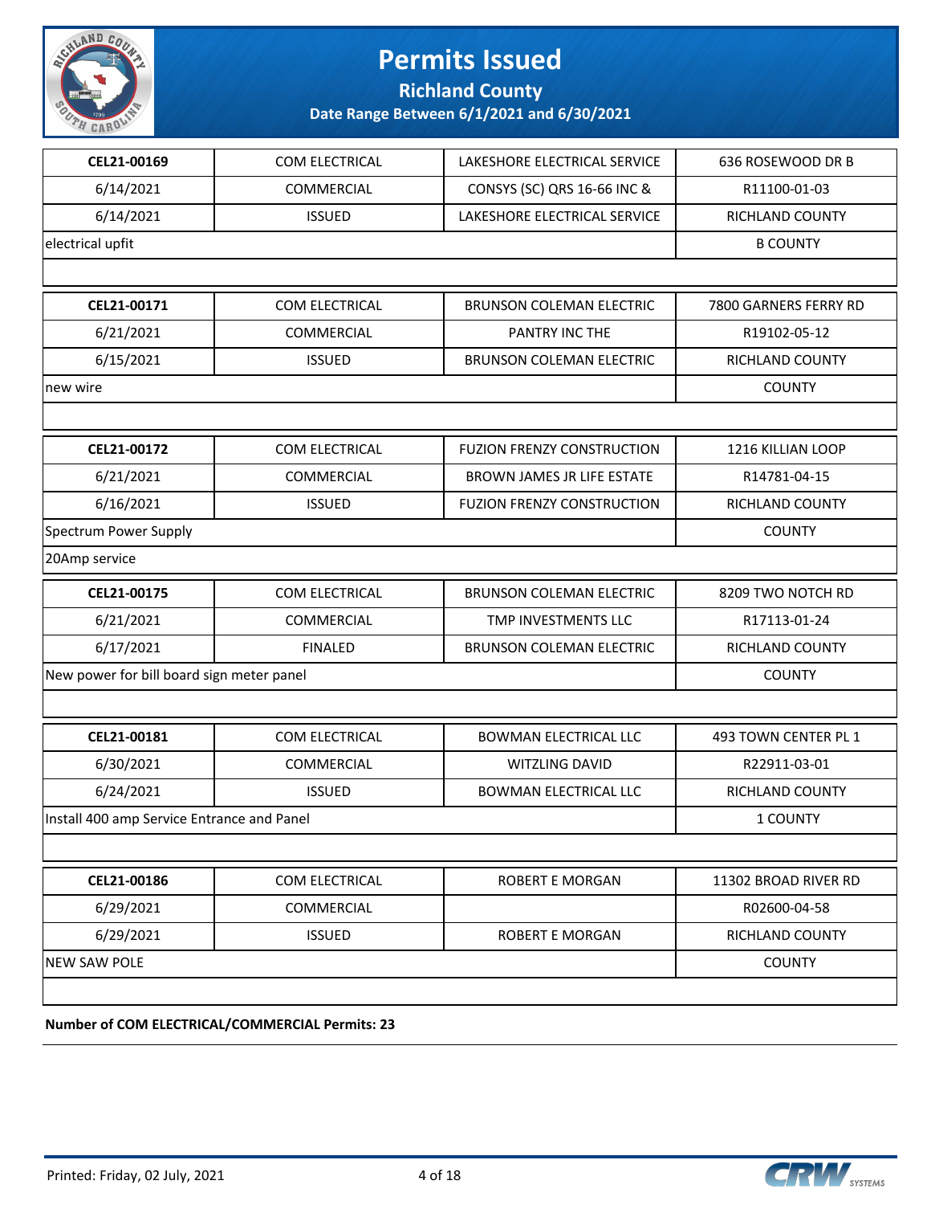# Permits Issued

**Richland County**

**Date Range Between 6/1/2021 and 6/30/2021**

| | | | |
|---|---|---|---|
| **CEL21-00169** | COM ELECTRICAL | LAKESHORE ELECTRICAL SERVICE | 636 ROSEWOOD DR B |
| 6/14/2021 | COMMERCIAL | CONSYS (SC) QRS 16-66 INC & | R11100-01-03 |
| 6/14/2021 | ISSUED | LAKESHORE ELECTRICAL SERVICE | RICHLAND COUNTY |
| electrical upfit | | | B COUNTY |
| | | | |
| **CEL21-00171** | COM ELECTRICAL | BRUNSON COLEMAN ELECTRIC | 7800 GARNERS FERRY RD |
| 6/21/2021 | COMMERCIAL | PANTRY INC THE | R19102-05-12 |
| 6/15/2021 | ISSUED | BRUNSON COLEMAN ELECTRIC | RICHLAND COUNTY |
| new wire | | | COUNTY |
| | | | |
| **CEL21-00172** | COM ELECTRICAL | FUZION FRENZY CONSTRUCTION | 1216 KILLIAN LOOP |
| 6/21/2021 | COMMERCIAL | BROWN JAMES JR LIFE ESTATE | R14781-04-15 |
| 6/16/2021 | ISSUED | FUZION FRENZY CONSTRUCTION | RICHLAND COUNTY |
| Spectrum Power Supply | | | COUNTY |
| 20Amp service | | | |
| **CEL21-00175** | COM ELECTRICAL | BRUNSON COLEMAN ELECTRIC | 8209 TWO NOTCH RD |
| 6/21/2021 | COMMERCIAL | TMP INVESTMENTS LLC | R17113-01-24 |
| 6/17/2021 | FINALED | BRUNSON COLEMAN ELECTRIC | RICHLAND COUNTY |
| New power for bill board sign meter panel | | | COUNTY |
| | | | |
| **CEL21-00181** | COM ELECTRICAL | BOWMAN ELECTRICAL LLC | 493 TOWN CENTER PL 1 |
| 6/30/2021 | COMMERCIAL | WITZLING DAVID | R22911-03-01 |
| 6/24/2021 | ISSUED | BOWMAN ELECTRICAL LLC | RICHLAND COUNTY |
| Install 400 amp Service Entrance and Panel | | | 1 COUNTY |
| | | | |
| **CEL21-00186** | COM ELECTRICAL | ROBERT E MORGAN | 11302 BROAD RIVER RD |
| 6/29/2021 | COMMERCIAL | | R02600-04-58 |
| 6/29/2021 | ISSUED | ROBERT E MORGAN | RICHLAND COUNTY |
| NEW SAW POLE | | | COUNTY |
| | | | |

**Number of COM ELECTRICAL/COMMERCIAL Permits: 23**

Printed: Friday, 02 July, 2021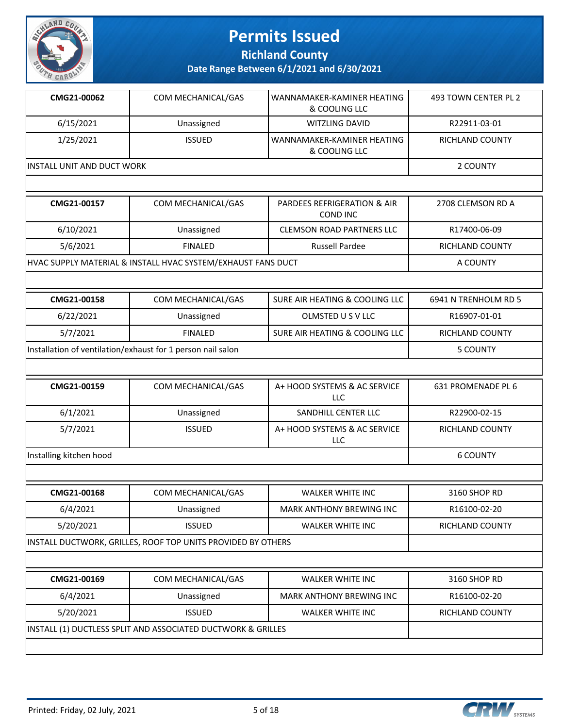# Permits Issued

## Richland County

### Date Range Between 6/1/2021 and 6/30/2021

| | | | |
|---|---|---|---|
| **CMG21-00062** | COM MECHANICAL/GAS | WANNAMAKER-KAMINER HEATING & COOLING LLC | 493 TOWN CENTER PL 2 |
| 6/15/2021 | Unassigned | WITZLING DAVID | R22911-03-01 |
| 1/25/2021 | ISSUED | WANNAMAKER-KAMINER HEATING & COOLING LLC | RICHLAND COUNTY |
| INSTALL UNIT AND DUCT WORK | | | 2 COUNTY |

| | | | |
|---|---|---|---|
| **CMG21-00157** | COM MECHANICAL/GAS | PARDEES REFRIGERATION & AIR COND INC | 2708 CLEMSON RD A |
| 6/10/2021 | Unassigned | CLEMSON ROAD PARTNERS LLC | R17400-06-09 |
| 5/6/2021 | FINALED | Russell Pardee | RICHLAND COUNTY |
| HVAC SUPPLY MATERIAL & INSTALL HVAC SYSTEM/EXHAUST FANS DUCT | | | A COUNTY |

| | | | |
|---|---|---|---|
| **CMG21-00158** | COM MECHANICAL/GAS | SURE AIR HEATING & COOLING LLC | 6941 N TRENHOLM RD 5 |
| 6/22/2021 | Unassigned | OLMSTED U S V LLC | R16907-01-01 |
| 5/7/2021 | FINALED | SURE AIR HEATING & COOLING LLC | RICHLAND COUNTY |
| Installation of ventilation/exhaust for 1 person nail salon | | | 5 COUNTY |

| | | | |
|---|---|---|---|
| **CMG21-00159** | COM MECHANICAL/GAS | A+ HOOD SYSTEMS & AC SERVICE LLC | 631 PROMENADE PL 6 |
| 6/1/2021 | Unassigned | SANDHILL CENTER LLC | R22900-02-15 |
| 5/7/2021 | ISSUED | A+ HOOD SYSTEMS & AC SERVICE LLC | RICHLAND COUNTY |
| Installing kitchen hood | | | 6 COUNTY |

| | | | |
|---|---|---|---|
| **CMG21-00168** | COM MECHANICAL/GAS | WALKER WHITE INC | 3160 SHOP RD |
| 6/4/2021 | Unassigned | MARK ANTHONY BREWING INC | R16100-02-20 |
| 5/20/2021 | ISSUED | WALKER WHITE INC | RICHLAND COUNTY |
| INSTALL DUCTWORK, GRILLES, ROOF TOP UNITS PROVIDED BY OTHERS | | | |

| | | | |
|---|---|---|---|
| **CMG21-00169** | COM MECHANICAL/GAS | WALKER WHITE INC | 3160 SHOP RD |
| 6/4/2021 | Unassigned | MARK ANTHONY BREWING INC | R16100-02-20 |
| 5/20/2021 | ISSUED | WALKER WHITE INC | RICHLAND COUNTY |
| INSTALL (1) DUCTLESS SPLIT AND ASSOCIATED DUCTWORK & GRILLES | | | |

Printed: Friday, 02 July, 2021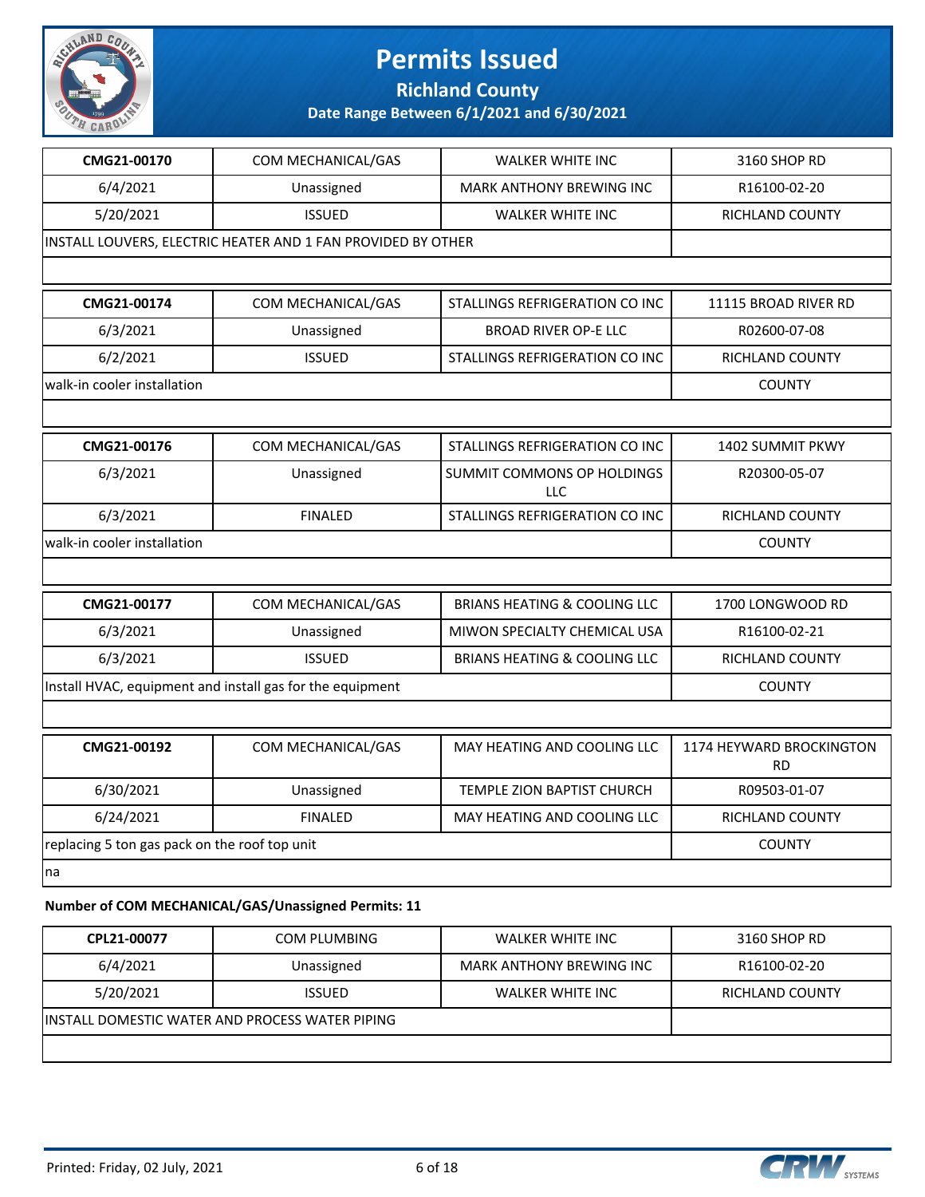# Permits Issued

## Richland County

### Date Range Between 6/1/2021 and 6/30/2021

| **CMG21-00170** | COM MECHANICAL/GAS | WALKER WHITE INC | 3160 SHOP RD |
|---|---|---|---|
| 6/4/2021 | Unassigned | MARK ANTHONY BREWING INC | R16100-02-20 |
| 5/20/2021 | ISSUED | WALKER WHITE INC | RICHLAND COUNTY |
| INSTALL LOUVERS, ELECTRIC HEATER AND 1 FAN PROVIDED BY OTHER | | | |

| **CMG21-00174** | COM MECHANICAL/GAS | STALLINGS REFRIGERATION CO INC | 11115 BROAD RIVER RD |
|---|---|---|---|
| 6/3/2021 | Unassigned | BROAD RIVER OP-E LLC | R02600-07-08 |
| 6/2/2021 | ISSUED | STALLINGS REFRIGERATION CO INC | RICHLAND COUNTY |
| walk-in cooler installation | | | COUNTY |

| **CMG21-00176** | COM MECHANICAL/GAS | STALLINGS REFRIGERATION CO INC | 1402 SUMMIT PKWY |
|---|---|---|---|
| 6/3/2021 | Unassigned | SUMMIT COMMONS OP HOLDINGS LLC | R20300-05-07 |
| 6/3/2021 | FINALED | STALLINGS REFRIGERATION CO INC | RICHLAND COUNTY |
| walk-in cooler installation | | | COUNTY |

| **CMG21-00177** | COM MECHANICAL/GAS | BRIANS HEATING & COOLING LLC | 1700 LONGWOOD RD |
|---|---|---|---|
| 6/3/2021 | Unassigned | MIWON SPECIALTY CHEMICAL USA | R16100-02-21 |
| 6/3/2021 | ISSUED | BRIANS HEATING & COOLING LLC | RICHLAND COUNTY |
| Install HVAC, equipment and install gas for the equipment | | | COUNTY |

| **CMG21-00192** | COM MECHANICAL/GAS | MAY HEATING AND COOLING LLC | 1174 HEYWARD BROCKINGTON RD |
|---|---|---|---|
| 6/30/2021 | Unassigned | TEMPLE ZION BAPTIST CHURCH | R09503-01-07 |
| 6/24/2021 | FINALED | MAY HEATING AND COOLING LLC | RICHLAND COUNTY |
| replacing 5 ton gas pack on the roof top unit | | | COUNTY |
| na | | | |

**Number of COM MECHANICAL/GAS/Unassigned Permits: 11**

| **CPL21-00077** | COM PLUMBING | WALKER WHITE INC | 3160 SHOP RD |
|---|---|---|---|
| 6/4/2021 | Unassigned | MARK ANTHONY BREWING INC | R16100-02-20 |
| 5/20/2021 | ISSUED | WALKER WHITE INC | RICHLAND COUNTY |
| INSTALL DOMESTIC WATER AND PROCESS WATER PIPING | | | |

Printed: Friday, 02 July, 2021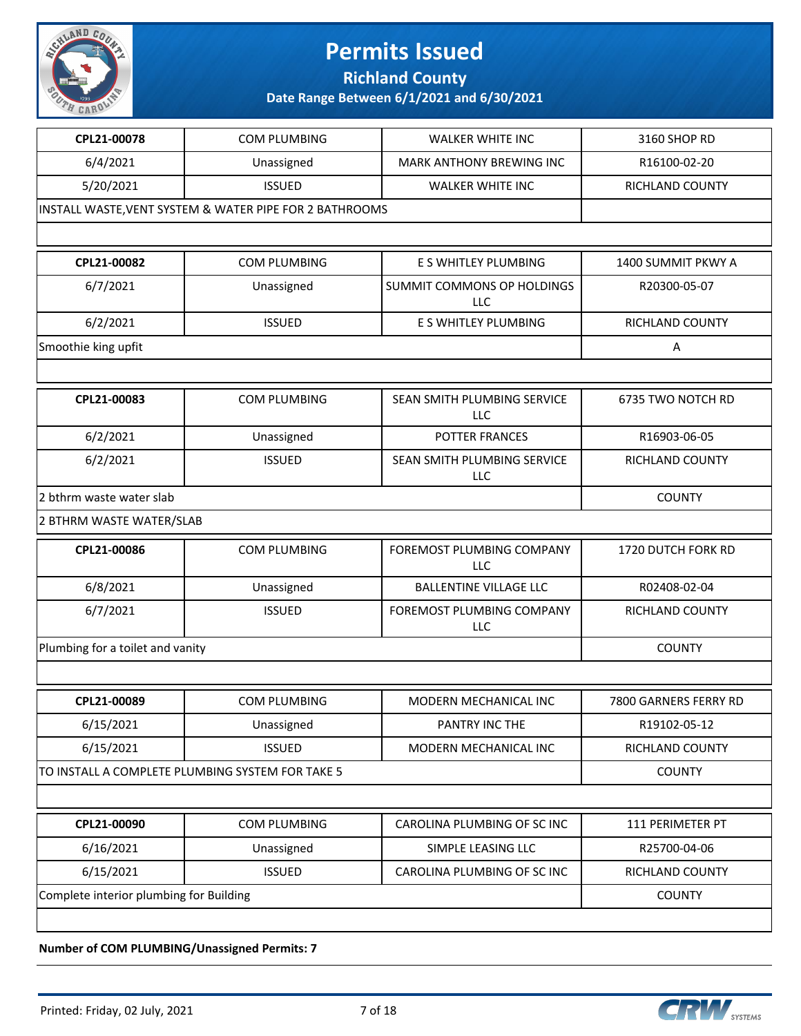# Permits Issued

**Richland County**

**Date Range Between 6/1/2021 and 6/30/2021**

| **CPL21-00078** | COM PLUMBING | WALKER WHITE INC | 3160 SHOP RD |
|---|---|---|---|
| 6/4/2021 | Unassigned | MARK ANTHONY BREWING INC | R16100-02-20 |
| 5/20/2021 | ISSUED | WALKER WHITE INC | RICHLAND COUNTY |
| INSTALL WASTE,VENT SYSTEM & WATER PIPE FOR 2 BATHROOMS | | | |

| **CPL21-00082** | COM PLUMBING | E S WHITLEY PLUMBING | 1400 SUMMIT PKWY A |
|---|---|---|---|
| 6/7/2021 | Unassigned | SUMMIT COMMONS OP HOLDINGS LLC | R20300-05-07 |
| 6/2/2021 | ISSUED | E S WHITLEY PLUMBING | RICHLAND COUNTY |
| Smoothie king upfit | | | A |

| **CPL21-00083** | COM PLUMBING | SEAN SMITH PLUMBING SERVICE LLC | 6735 TWO NOTCH RD |
|---|---|---|---|
| 6/2/2021 | Unassigned | POTTER FRANCES | R16903-06-05 |
| 6/2/2021 | ISSUED | SEAN SMITH PLUMBING SERVICE LLC | RICHLAND COUNTY |
| 2 bthrm waste water slab | | | COUNTY |
| 2 BTHRM WASTE WATER/SLAB | | | |

| **CPL21-00086** | COM PLUMBING | FOREMOST PLUMBING COMPANY LLC | 1720 DUTCH FORK RD |
|---|---|---|---|
| 6/8/2021 | Unassigned | BALLENTINE VILLAGE LLC | R02408-02-04 |
| 6/7/2021 | ISSUED | FOREMOST PLUMBING COMPANY LLC | RICHLAND COUNTY |
| Plumbing for a toilet and vanity | | | COUNTY |

| **CPL21-00089** | COM PLUMBING | MODERN MECHANICAL INC | 7800 GARNERS FERRY RD |
|---|---|---|---|
| 6/15/2021 | Unassigned | PANTRY INC THE | R19102-05-12 |
| 6/15/2021 | ISSUED | MODERN MECHANICAL INC | RICHLAND COUNTY |
| TO INSTALL A COMPLETE PLUMBING SYSTEM FOR TAKE 5 | | | COUNTY |

| **CPL21-00090** | COM PLUMBING | CAROLINA PLUMBING OF SC INC | 111 PERIMETER PT |
|---|---|---|---|
| 6/16/2021 | Unassigned | SIMPLE LEASING LLC | R25700-04-06 |
| 6/15/2021 | ISSUED | CAROLINA PLUMBING OF SC INC | RICHLAND COUNTY |
| Complete interior plumbing for Building | | | COUNTY |

**Number of COM PLUMBING/Unassigned Permits: 7**

Printed: Friday, 02 July, 2021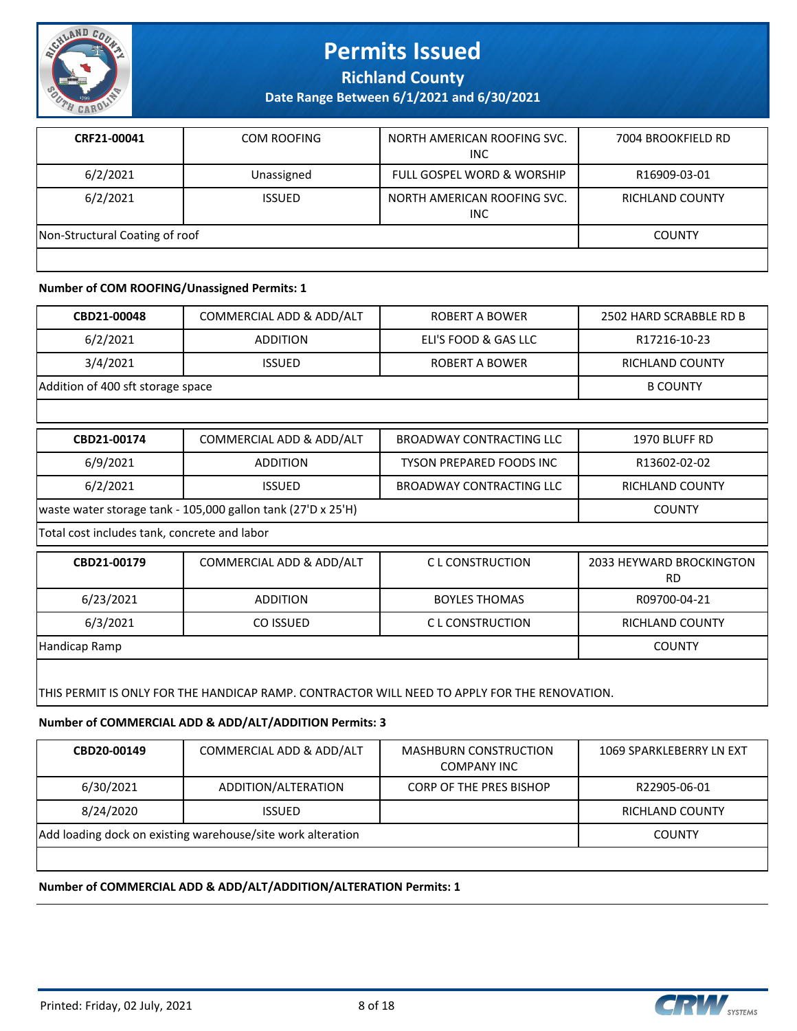# Permits Issued

## Richland County

### Date Range Between 6/1/2021 and 6/30/2021

| CRF21-00041 | COM ROOFING | NORTH AMERICAN ROOFING SVC. INC | 7004 BROOKFIELD RD |
|---|---|---|---|
| 6/2/2021 | Unassigned | FULL GOSPEL WORD & WORSHIP | R16909-03-01 |
| 6/2/2021 | ISSUED | NORTH AMERICAN ROOFING SVC. INC | RICHLAND COUNTY |
| Non-Structural Coating of roof | | | COUNTY |

**Number of COM ROOFING/Unassigned Permits: 1**

| CBD21-00048 | COMMERCIAL ADD & ADD/ALT | ROBERT A BOWER | 2502 HARD SCRABBLE RD B |
|---|---|---|---|
| 6/2/2021 | ADDITION | ELI'S FOOD & GAS LLC | R17216-10-23 |
| 3/4/2021 | ISSUED | ROBERT A BOWER | RICHLAND COUNTY |
| Addition of 400 sft storage space | | | B COUNTY |

| CBD21-00174 | COMMERCIAL ADD & ADD/ALT | BROADWAY CONTRACTING LLC | 1970 BLUFF RD |
|---|---|---|---|
| 6/9/2021 | ADDITION | TYSON PREPARED FOODS INC | R13602-02-02 |
| 6/2/2021 | ISSUED | BROADWAY CONTRACTING LLC | RICHLAND COUNTY |
| waste water storage tank - 105,000 gallon tank (27'D x 25'H) | | | COUNTY |
| Total cost includes tank, concrete and labor | | | |

| CBD21-00179 | COMMERCIAL ADD & ADD/ALT | C L CONSTRUCTION | 2033 HEYWARD BROCKINGTON RD |
|---|---|---|---|
| 6/23/2021 | ADDITION | BOYLES THOMAS | R09700-04-21 |
| 6/3/2021 | CO ISSUED | C L CONSTRUCTION | RICHLAND COUNTY |
| Handicap Ramp | | | COUNTY |
| THIS PERMIT IS ONLY FOR THE HANDICAP RAMP. CONTRACTOR WILL NEED TO APPLY FOR THE RENOVATION. | | | |

**Number of COMMERCIAL ADD & ADD/ALT/ADDITION Permits: 3**

| CBD20-00149 | COMMERCIAL ADD & ADD/ALT | MASHBURN CONSTRUCTION COMPANY INC | 1069 SPARKLEBERRY LN EXT |
|---|---|---|---|
| 6/30/2021 | ADDITION/ALTERATION | CORP OF THE PRES BISHOP | R22905-06-01 |
| 8/24/2020 | ISSUED | | RICHLAND COUNTY |
| Add loading dock on existing warehouse/site work alteration | | | COUNTY |

**Number of COMMERCIAL ADD & ADD/ALT/ADDITION/ALTERATION Permits: 1**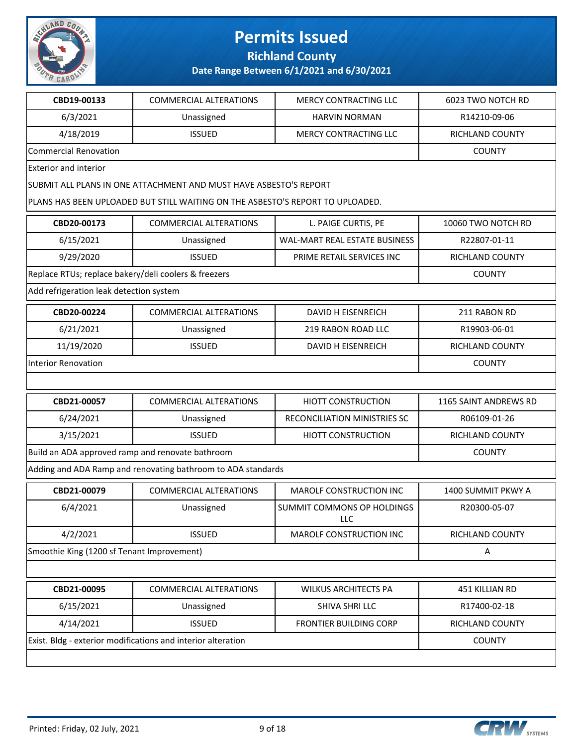# Permits Issued

**Richland County**

**Date Range Between 6/1/2021 and 6/30/2021**

| **CBD19-00133** | COMMERCIAL ALTERATIONS | MERCY CONTRACTING LLC | 6023 TWO NOTCH RD |
|---|---|---|---|
| 6/3/2021 | Unassigned | HARVIN NORMAN | R14210-09-06 |
| 4/18/2019 | ISSUED | MERCY CONTRACTING LLC | RICHLAND COUNTY |
| Commercial Renovation | | | COUNTY |

Exterior and interior

SUBMIT ALL PLANS IN ONE ATTACHMENT AND MUST HAVE ASBESTO'S REPORT

PLANS HAS BEEN UPLOADED BUT STILL WAITING ON THE ASBESTO'S REPORT TO UPLOADED.

| **CBD20-00173** | COMMERCIAL ALTERATIONS | L. PAIGE CURTIS, PE | 10060 TWO NOTCH RD |
|---|---|---|---|
| 6/15/2021 | Unassigned | WAL-MART REAL ESTATE BUSINESS | R22807-01-11 |
| 9/29/2020 | ISSUED | PRIME RETAIL SERVICES INC | RICHLAND COUNTY |
| Replace RTUs; replace bakery/deli coolers & freezers | | | COUNTY |

Add refrigeration leak detection system

| **CBD20-00224** | COMMERCIAL ALTERATIONS | DAVID H EISENREICH | 211 RABON RD |
|---|---|---|---|
| 6/21/2021 | Unassigned | 219 RABON ROAD LLC | R19903-06-01 |
| 11/19/2020 | ISSUED | DAVID H EISENREICH | RICHLAND COUNTY |
| Interior Renovation | | | COUNTY |

| **CBD21-00057** | COMMERCIAL ALTERATIONS | HIOTT CONSTRUCTION | 1165 SAINT ANDREWS RD |
|---|---|---|---|
| 6/24/2021 | Unassigned | RECONCILIATION MINISTRIES SC | R06109-01-26 |
| 3/15/2021 | ISSUED | HIOTT CONSTRUCTION | RICHLAND COUNTY |
| Build an ADA approved ramp and renovate bathroom | | | COUNTY |

Adding and ADA Ramp and renovating bathroom to ADA standards

| **CBD21-00079** | COMMERCIAL ALTERATIONS | MAROLF CONSTRUCTION INC | 1400 SUMMIT PKWY A |
|---|---|---|---|
| 6/4/2021 | Unassigned | SUMMIT COMMONS OP HOLDINGS LLC | R20300-05-07 |
| 4/2/2021 | ISSUED | MAROLF CONSTRUCTION INC | RICHLAND COUNTY |
| Smoothie King (1200 sf Tenant Improvement) | | | A |

| **CBD21-00095** | COMMERCIAL ALTERATIONS | WILKUS ARCHITECTS PA | 451 KILLIAN RD |
|---|---|---|---|
| 6/15/2021 | Unassigned | SHIVA SHRI LLC | R17400-02-18 |
| 4/14/2021 | ISSUED | FRONTIER BUILDING CORP | RICHLAND COUNTY |
| Exist. Bldg - exterior modifications and interior alteration | | | COUNTY |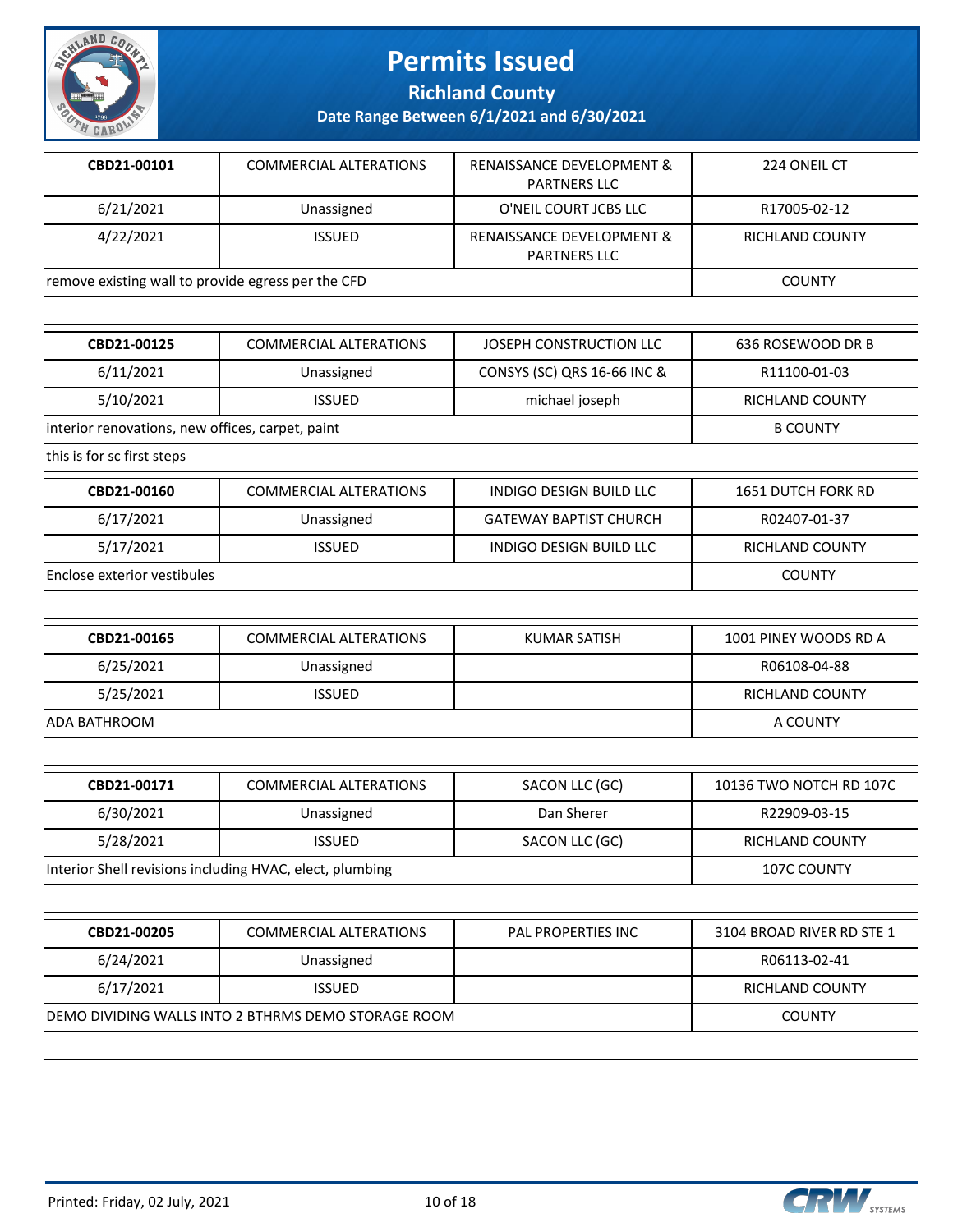# Permits Issued

## Richland County

### Date Range Between 6/1/2021 and 6/30/2021

| CBD21-00101 | COMMERCIAL ALTERATIONS | RENAISSANCE DEVELOPMENT & PARTNERS LLC | 224 ONEIL CT |
|---|---|---|---|
| 6/21/2021 | Unassigned | O'NEIL COURT JCBS LLC | R17005-02-12 |
| 4/22/2021 | ISSUED | RENAISSANCE DEVELOPMENT & PARTNERS LLC | RICHLAND COUNTY |
| remove existing wall to provide egress per the CFD | | | COUNTY |
| | | | |

| CBD21-00125 | COMMERCIAL ALTERATIONS | JOSEPH CONSTRUCTION LLC | 636 ROSEWOOD DR B |
|---|---|---|---|
| 6/11/2021 | Unassigned | CONSYS (SC) QRS 16-66 INC & | R11100-01-03 |
| 5/10/2021 | ISSUED | michael joseph | RICHLAND COUNTY |
| interior renovations, new offices, carpet, paint | | | B COUNTY |
| this is for sc first steps | | | |

| CBD21-00160 | COMMERCIAL ALTERATIONS | INDIGO DESIGN BUILD LLC | 1651 DUTCH FORK RD |
|---|---|---|---|
| 6/17/2021 | Unassigned | GATEWAY BAPTIST CHURCH | R02407-01-37 |
| 5/17/2021 | ISSUED | INDIGO DESIGN BUILD LLC | RICHLAND COUNTY |
| Enclose exterior vestibules | | | COUNTY |
| | | | |

| CBD21-00165 | COMMERCIAL ALTERATIONS | KUMAR SATISH | 1001 PINEY WOODS RD A |
|---|---|---|---|
| 6/25/2021 | Unassigned | | R06108-04-88 |
| 5/25/2021 | ISSUED | | RICHLAND COUNTY |
| ADA BATHROOM | | | A COUNTY |
| | | | |

| CBD21-00171 | COMMERCIAL ALTERATIONS | SACON LLC (GC) | 10136 TWO NOTCH RD 107C |
|---|---|---|---|
| 6/30/2021 | Unassigned | Dan Sherer | R22909-03-15 |
| 5/28/2021 | ISSUED | SACON LLC (GC) | RICHLAND COUNTY |
| Interior Shell revisions including HVAC, elect, plumbing | | | 107C COUNTY |
| | | | |

| CBD21-00205 | COMMERCIAL ALTERATIONS | PAL PROPERTIES INC | 3104 BROAD RIVER RD STE 1 |
|---|---|---|---|
| 6/24/2021 | Unassigned | | R06113-02-41 |
| 6/17/2021 | ISSUED | | RICHLAND COUNTY |
| DEMO DIVIDING WALLS INTO 2 BTHRMS DEMO STORAGE ROOM | | | COUNTY |
| | | | |

Printed: Friday, 02 July, 2021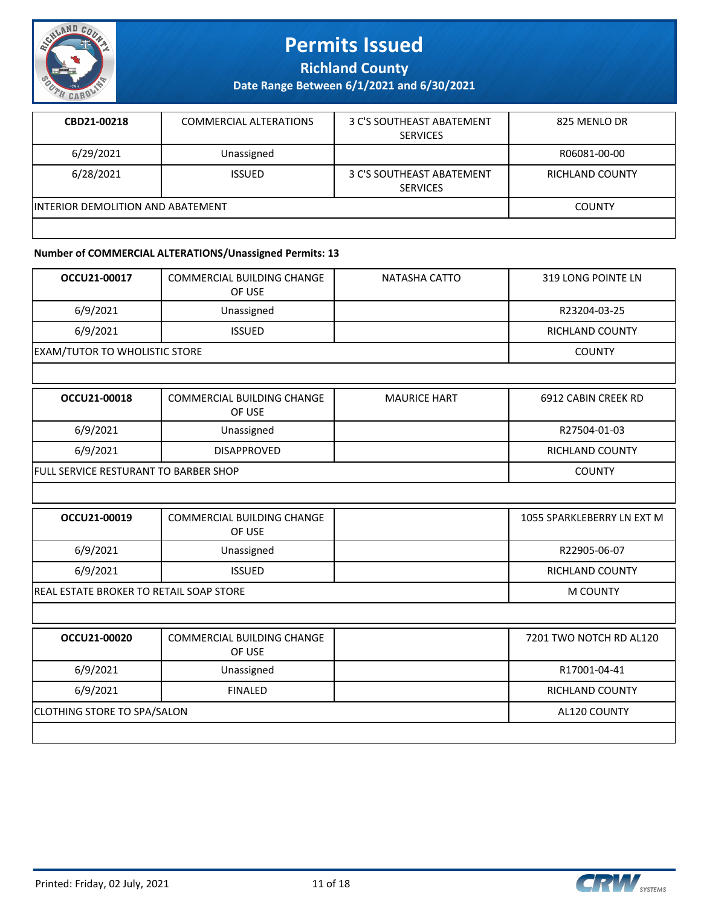| CBD21-00218 | COMMERCIAL ALTERATIONS | 3 C'S SOUTHEAST ABATEMENT SERVICES | 825 MENLO DR |
|---|---|---|---|
| 6/29/2021 | Unassigned | | R06081-00-00 |
| 6/28/2021 | ISSUED | 3 C'S SOUTHEAST ABATEMENT SERVICES | RICHLAND COUNTY |
| INTERIOR DEMOLITION AND ABATEMENT | | | COUNTY |

**Number of COMMERCIAL ALTERATIONS/Unassigned Permits: 13**

| OCCU21-00017 | COMMERCIAL BUILDING CHANGE OF USE | NATASHA CATTO | 319 LONG POINTE LN |
|---|---|---|---|
| 6/9/2021 | Unassigned | | R23204-03-25 |
| 6/9/2021 | ISSUED | | RICHLAND COUNTY |
| EXAM/TUTOR TO WHOLISTIC STORE | | | COUNTY |

| OCCU21-00018 | COMMERCIAL BUILDING CHANGE OF USE | MAURICE HART | 6912 CABIN CREEK RD |
|---|---|---|---|
| 6/9/2021 | Unassigned | | R27504-01-03 |
| 6/9/2021 | DISAPPROVED | | RICHLAND COUNTY |
| FULL SERVICE RESTURANT TO BARBER SHOP | | | COUNTY |

| OCCU21-00019 | COMMERCIAL BUILDING CHANGE OF USE | | 1055 SPARKLEBERRY LN EXT M |
|---|---|---|---|
| 6/9/2021 | Unassigned | | R22905-06-07 |
| 6/9/2021 | ISSUED | | RICHLAND COUNTY |
| REAL ESTATE BROKER TO RETAIL SOAP STORE | | | M COUNTY |

| OCCU21-00020 | COMMERCIAL BUILDING CHANGE OF USE | | 7201 TWO NOTCH RD AL120 |
|---|---|---|---|
| 6/9/2021 | Unassigned | | R17001-04-41 |
| 6/9/2021 | FINALED | | RICHLAND COUNTY |
| CLOTHING STORE TO SPA/SALON | | | AL120 COUNTY |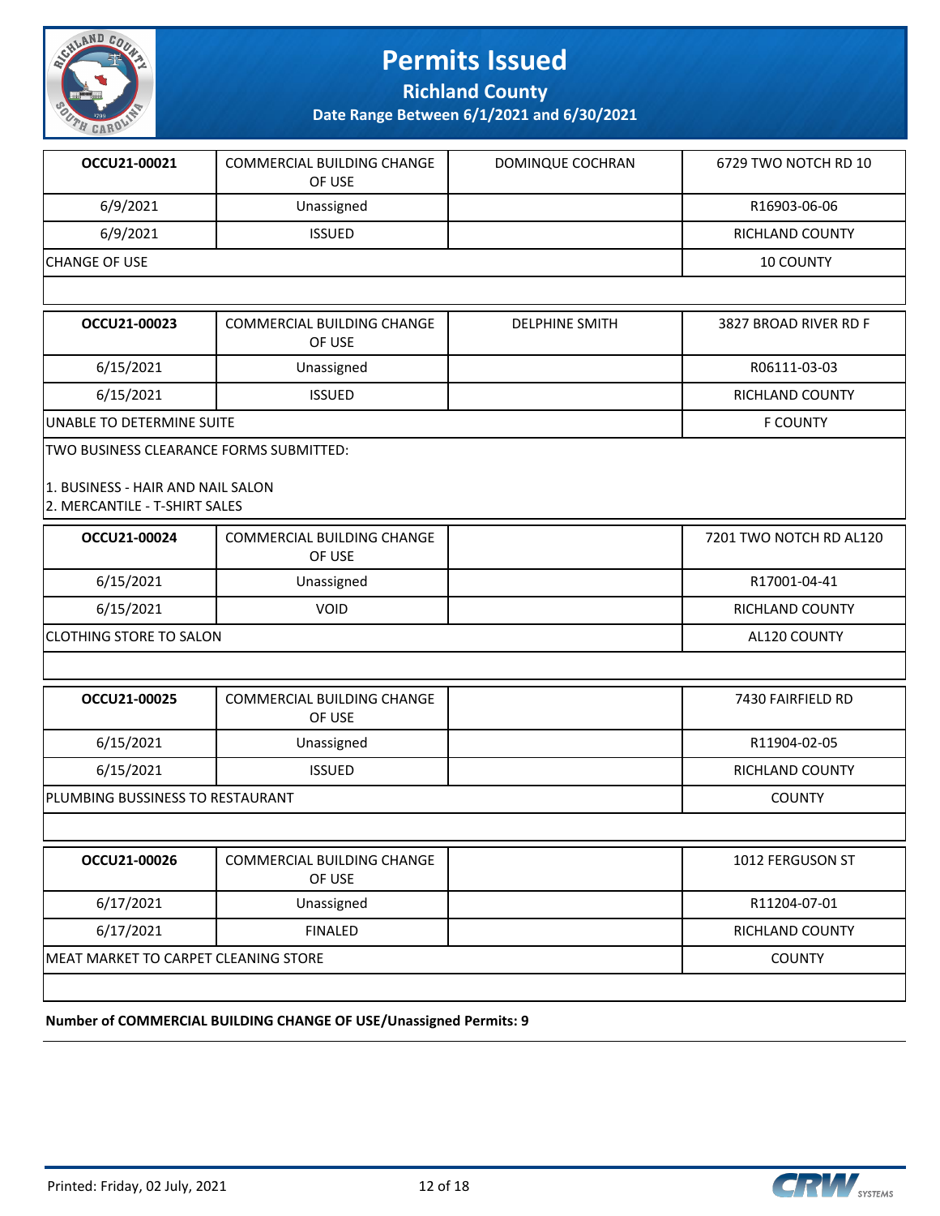# Permits Issued

## Richland County

### Date Range Between 6/1/2021 and 6/30/2021

| OCCU21-00021 | COMMERCIAL BUILDING CHANGE OF USE | DOMINQUE COCHRAN | 6729 TWO NOTCH RD 10 |
|---|---|---|---|
| 6/9/2021 | Unassigned | | R16903-06-06 |
| 6/9/2021 | ISSUED | | RICHLAND COUNTY |
| CHANGE OF USE | | | 10 COUNTY |

| OCCU21-00023 | COMMERCIAL BUILDING CHANGE OF USE | DELPHINE SMITH | 3827 BROAD RIVER RD F |
|---|---|---|---|
| 6/15/2021 | Unassigned | | R06111-03-03 |
| 6/15/2021 | ISSUED | | RICHLAND COUNTY |
| UNABLE TO DETERMINE SUITE | | | F COUNTY |

TWO BUSINESS CLEARANCE FORMS SUBMITTED:

1. BUSINESS - HAIR AND NAIL SALON
2. MERCANTILE - T-SHIRT SALES

| OCCU21-00024 | COMMERCIAL BUILDING CHANGE OF USE | | 7201 TWO NOTCH RD AL120 |
|---|---|---|---|
| 6/15/2021 | Unassigned | | R17001-04-41 |
| 6/15/2021 | VOID | | RICHLAND COUNTY |
| CLOTHING STORE TO SALON | | | AL120 COUNTY |

| OCCU21-00025 | COMMERCIAL BUILDING CHANGE OF USE | | 7430 FAIRFIELD RD |
|---|---|---|---|
| 6/15/2021 | Unassigned | | R11904-02-05 |
| 6/15/2021 | ISSUED | | RICHLAND COUNTY |
| PLUMBING BUSSINESS TO RESTAURANT | | | COUNTY |

| OCCU21-00026 | COMMERCIAL BUILDING CHANGE OF USE | | 1012 FERGUSON ST |
|---|---|---|---|
| 6/17/2021 | Unassigned | | R11204-07-01 |
| 6/17/2021 | FINALED | | RICHLAND COUNTY |
| MEAT MARKET TO CARPET CLEANING STORE | | | COUNTY |

**Number of COMMERCIAL BUILDING CHANGE OF USE/Unassigned Permits: 9**

Printed: Friday, 02 July, 2021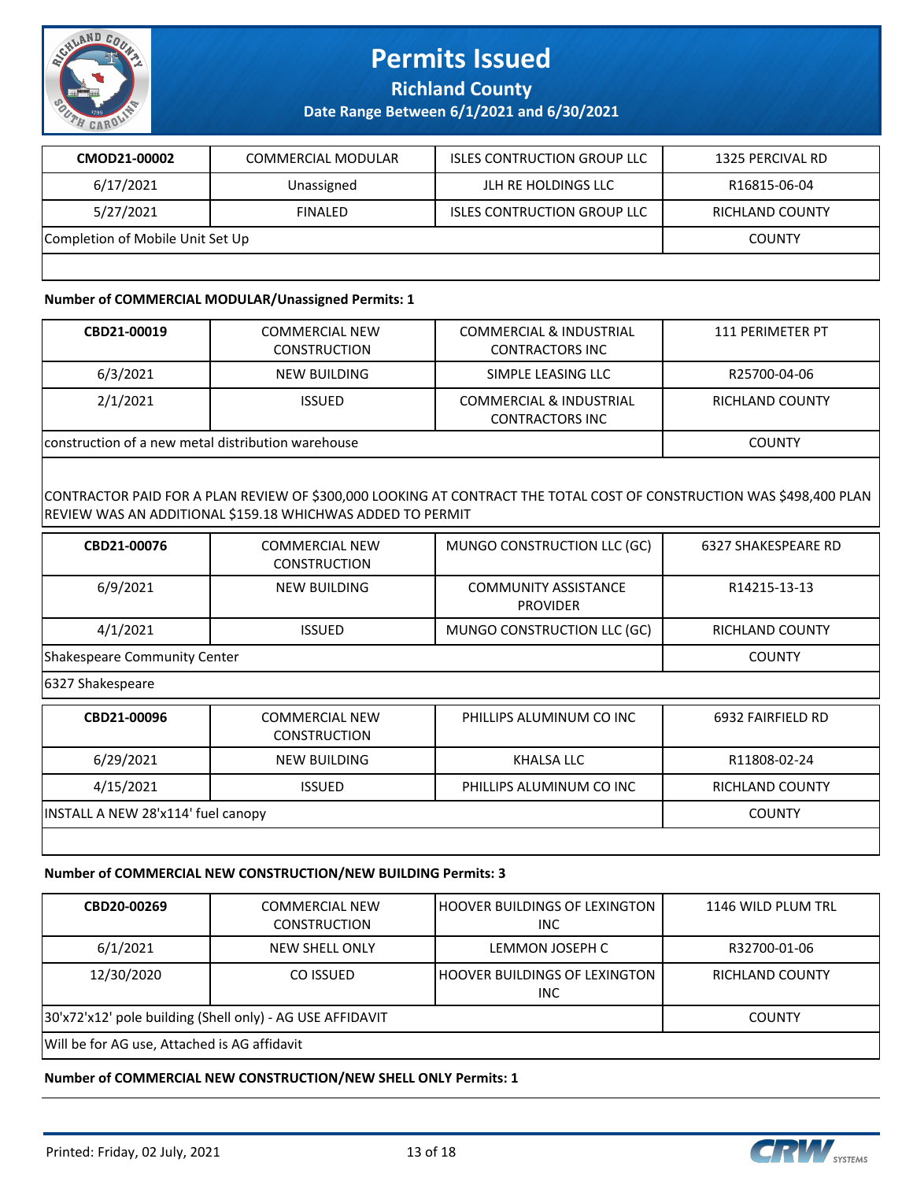# Permits Issued

**Richland County**

**Date Range Between 6/1/2021 and 6/30/2021**

| CMOD21-00002 | COMMERCIAL MODULAR | ISLES CONTRUCTION GROUP LLC | 1325 PERCIVAL RD |
|---|---|---|---|
| 6/17/2021 | Unassigned | JLH RE HOLDINGS LLC | R16815-06-04 |
| 5/27/2021 | FINALED | ISLES CONTRUCTION GROUP LLC | RICHLAND COUNTY |
| Completion of Mobile Unit Set Up | | | COUNTY |

**Number of COMMERCIAL MODULAR/Unassigned Permits: 1**

| CBD21-00019 | COMMERCIAL NEW CONSTRUCTION | COMMERCIAL & INDUSTRIAL CONTRACTORS INC | 111 PERIMETER PT |
|---|---|---|---|
| 6/3/2021 | NEW BUILDING | SIMPLE LEASING LLC | R25700-04-06 |
| 2/1/2021 | ISSUED | COMMERCIAL & INDUSTRIAL CONTRACTORS INC | RICHLAND COUNTY |
| construction of a new metal distribution warehouse | | | COUNTY |

CONTRACTOR PAID FOR A PLAN REVIEW OF $300,000 LOOKING AT CONTRACT THE TOTAL COST OF CONSTRUCTION WAS $498,400 PLAN REVIEW WAS AN ADDITIONAL $159.18 WHICHWAS ADDED TO PERMIT

| CBD21-00076 | COMMERCIAL NEW CONSTRUCTION | MUNGO CONSTRUCTION LLC (GC) | 6327 SHAKESPEARE RD |
|---|---|---|---|
| 6/9/2021 | NEW BUILDING | COMMUNITY ASSISTANCE PROVIDER | R14215-13-13 |
| 4/1/2021 | ISSUED | MUNGO CONSTRUCTION LLC (GC) | RICHLAND COUNTY |
| Shakespeare Community Center | | | COUNTY |

6327 Shakespeare

| CBD21-00096 | COMMERCIAL NEW CONSTRUCTION | PHILLIPS ALUMINUM CO INC | 6932 FAIRFIELD RD |
|---|---|---|---|
| 6/29/2021 | NEW BUILDING | KHALSA LLC | R11808-02-24 |
| 4/15/2021 | ISSUED | PHILLIPS ALUMINUM CO INC | RICHLAND COUNTY |
| INSTALL A NEW 28'x114' fuel canopy | | | COUNTY |

**Number of COMMERCIAL NEW CONSTRUCTION/NEW BUILDING Permits: 3**

| CBD20-00269 | COMMERCIAL NEW CONSTRUCTION | HOOVER BUILDINGS OF LEXINGTON INC | 1146 WILD PLUM TRL |
|---|---|---|---|
| 6/1/2021 | NEW SHELL ONLY | LEMMON JOSEPH C | R32700-01-06 |
| 12/30/2020 | CO ISSUED | HOOVER BUILDINGS OF LEXINGTON INC | RICHLAND COUNTY |
| 30'x72'x12' pole building (Shell only) - AG USE AFFIDAVIT | | | COUNTY |

Will be for AG use, Attached is AG affidavit

**Number of COMMERCIAL NEW CONSTRUCTION/NEW SHELL ONLY Permits: 1**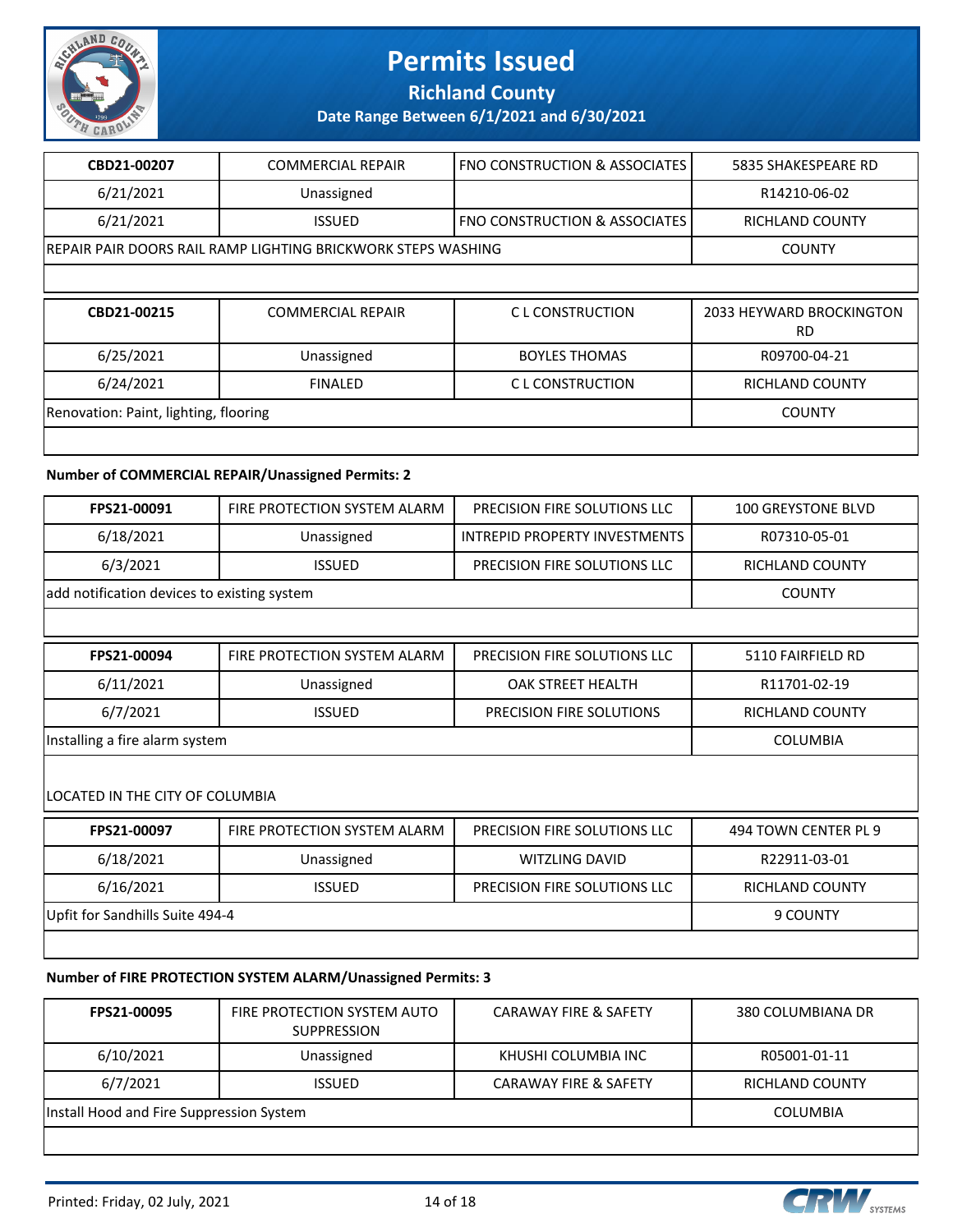# Permits Issued

## Richland County

### Date Range Between 6/1/2021 and 6/30/2021

| CBD21-00207 | COMMERCIAL REPAIR | FNO CONSTRUCTION & ASSOCIATES | 5835 SHAKESPEARE RD |
|---|---|---|---|
| 6/21/2021 | Unassigned | | R14210-06-02 |
| 6/21/2021 | ISSUED | FNO CONSTRUCTION & ASSOCIATES | RICHLAND COUNTY |
| REPAIR PAIR DOORS RAIL RAMP LIGHTING BRICKWORK STEPS WASHING | | | COUNTY |

| CBD21-00215 | COMMERCIAL REPAIR | C L CONSTRUCTION | 2033 HEYWARD BROCKINGTON RD |
|---|---|---|---|
| 6/25/2021 | Unassigned | BOYLES THOMAS | R09700-04-21 |
| 6/24/2021 | FINALED | C L CONSTRUCTION | RICHLAND COUNTY |
| Renovation: Paint, lighting, flooring | | | COUNTY |

**Number of COMMERCIAL REPAIR/Unassigned Permits: 2**

| FPS21-00091 | FIRE PROTECTION SYSTEM ALARM | PRECISION FIRE SOLUTIONS LLC | 100 GREYSTONE BLVD |
|---|---|---|---|
| 6/18/2021 | Unassigned | INTREPID PROPERTY INVESTMENTS | R07310-05-01 |
| 6/3/2021 | ISSUED | PRECISION FIRE SOLUTIONS LLC | RICHLAND COUNTY |
| add notification devices to existing system | | | COUNTY |

| FPS21-00094 | FIRE PROTECTION SYSTEM ALARM | PRECISION FIRE SOLUTIONS LLC | 5110 FAIRFIELD RD |
|---|---|---|---|
| 6/11/2021 | Unassigned | OAK STREET HEALTH | R11701-02-19 |
| 6/7/2021 | ISSUED | PRECISION FIRE SOLUTIONS | RICHLAND COUNTY |
| Installing a fire alarm system | | | COLUMBIA |

LOCATED IN THE CITY OF COLUMBIA

| FPS21-00097 | FIRE PROTECTION SYSTEM ALARM | PRECISION FIRE SOLUTIONS LLC | 494 TOWN CENTER PL 9 |
|---|---|---|---|
| 6/18/2021 | Unassigned | WITZLING DAVID | R22911-03-01 |
| 6/16/2021 | ISSUED | PRECISION FIRE SOLUTIONS LLC | RICHLAND COUNTY |
| Upfit for Sandhills Suite 494-4 | | | 9 COUNTY |

**Number of FIRE PROTECTION SYSTEM ALARM/Unassigned Permits: 3**

| FPS21-00095 | FIRE PROTECTION SYSTEM AUTO SUPPRESSION | CARAWAY FIRE & SAFETY | 380 COLUMBIANA DR |
|---|---|---|---|
| 6/10/2021 | Unassigned | KHUSHI COLUMBIA INC | R05001-01-11 |
| 6/7/2021 | ISSUED | CARAWAY FIRE & SAFETY | RICHLAND COUNTY |
| Install Hood and Fire Suppression System | | | COLUMBIA |

Printed: Friday, 02 July, 2021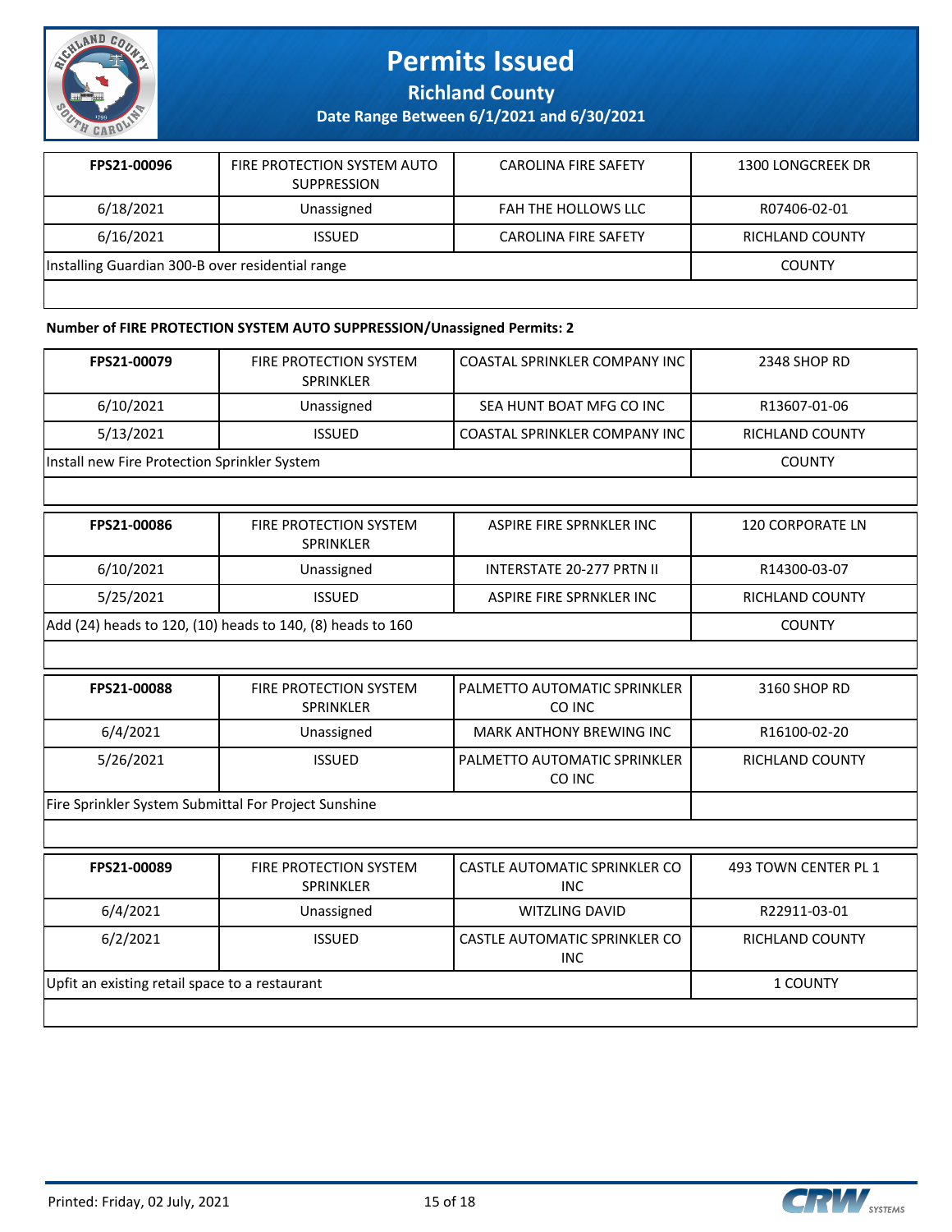# Permits Issued

## Richland County

### Date Range Between 6/1/2021 and 6/30/2021

| FPS21-00096 | FIRE PROTECTION SYSTEM AUTO SUPPRESSION | CAROLINA FIRE SAFETY | 1300 LONGCREEK DR |
|---|---|---|---|
| 6/18/2021 | Unassigned | FAH THE HOLLOWS LLC | R07406-02-01 |
| 6/16/2021 | ISSUED | CAROLINA FIRE SAFETY | RICHLAND COUNTY |
| Installing Guardian 300-B over residential range | | | COUNTY |

**Number of FIRE PROTECTION SYSTEM AUTO SUPPRESSION/Unassigned Permits: 2**

| FPS21-00079 | FIRE PROTECTION SYSTEM SPRINKLER | COASTAL SPRINKLER COMPANY INC | 2348 SHOP RD |
|---|---|---|---|
| 6/10/2021 | Unassigned | SEA HUNT BOAT MFG CO INC | R13607-01-06 |
| 5/13/2021 | ISSUED | COASTAL SPRINKLER COMPANY INC | RICHLAND COUNTY |
| Install new Fire Protection Sprinkler System | | | COUNTY |

| FPS21-00086 | FIRE PROTECTION SYSTEM SPRINKLER | ASPIRE FIRE SPRNKLER INC | 120 CORPORATE LN |
|---|---|---|---|
| 6/10/2021 | Unassigned | INTERSTATE 20-277 PRTN II | R14300-03-07 |
| 5/25/2021 | ISSUED | ASPIRE FIRE SPRNKLER INC | RICHLAND COUNTY |
| Add (24) heads to 120, (10) heads to 140, (8) heads to 160 | | | COUNTY |

| FPS21-00088 | FIRE PROTECTION SYSTEM SPRINKLER | PALMETTO AUTOMATIC SPRINKLER CO INC | 3160 SHOP RD |
|---|---|---|---|
| 6/4/2021 | Unassigned | MARK ANTHONY BREWING INC | R16100-02-20 |
| 5/26/2021 | ISSUED | PALMETTO AUTOMATIC SPRINKLER CO INC | RICHLAND COUNTY |
| Fire Sprinkler System Submittal For Project Sunshine | | | |

| FPS21-00089 | FIRE PROTECTION SYSTEM SPRINKLER | CASTLE AUTOMATIC SPRINKLER CO INC | 493 TOWN CENTER PL 1 |
|---|---|---|---|
| 6/4/2021 | Unassigned | WITZLING DAVID | R22911-03-01 |
| 6/2/2021 | ISSUED | CASTLE AUTOMATIC SPRINKLER CO INC | RICHLAND COUNTY |
| Upfit an existing retail space to a restaurant | | | 1 COUNTY |

Printed: Friday, 02 July, 2021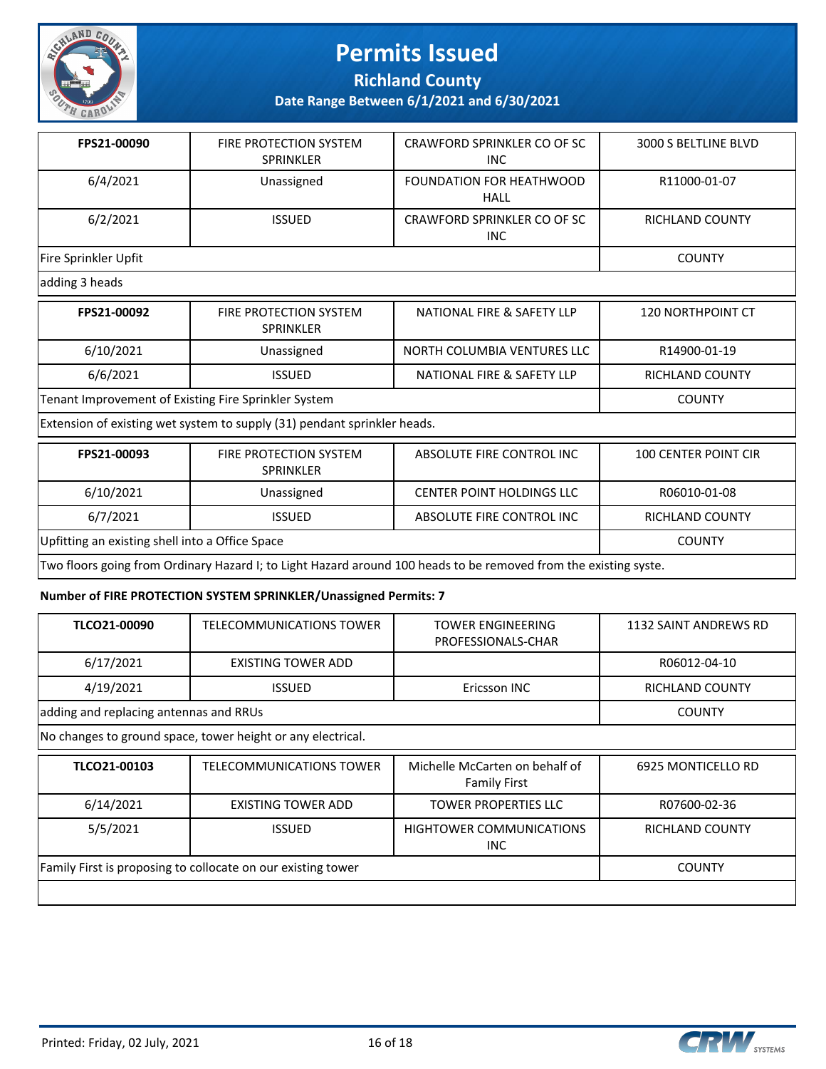# Permits Issued

**Richland County**

**Date Range Between 6/1/2021 and 6/30/2021**

| **FPS21-00090** | FIRE PROTECTION SYSTEM SPRINKLER | CRAWFORD SPRINKLER CO OF SC INC | 3000 S BELTLINE BLVD |
|---|---|---|---|
| 6/4/2021 | Unassigned | FOUNDATION FOR HEATHWOOD HALL | R11000-01-07 |
| 6/2/2021 | ISSUED | CRAWFORD SPRINKLER CO OF SC INC | RICHLAND COUNTY |
| Fire Sprinkler Upfit | | | COUNTY |
| adding 3 heads | | | |

| **FPS21-00092** | FIRE PROTECTION SYSTEM SPRINKLER | NATIONAL FIRE & SAFETY LLP | 120 NORTHPOINT CT |
|---|---|---|---|
| 6/10/2021 | Unassigned | NORTH COLUMBIA VENTURES LLC | R14900-01-19 |
| 6/6/2021 | ISSUED | NATIONAL FIRE & SAFETY LLP | RICHLAND COUNTY |
| Tenant Improvement of Existing Fire Sprinkler System | | | COUNTY |
| Extension of existing wet system to supply (31) pendant sprinkler heads. | | | |

| **FPS21-00093** | FIRE PROTECTION SYSTEM SPRINKLER | ABSOLUTE FIRE CONTROL INC | 100 CENTER POINT CIR |
|---|---|---|---|
| 6/10/2021 | Unassigned | CENTER POINT HOLDINGS LLC | R06010-01-08 |
| 6/7/2021 | ISSUED | ABSOLUTE FIRE CONTROL INC | RICHLAND COUNTY |
| Upfitting an existing shell into a Office Space | | | COUNTY |
| Two floors going from Ordinary Hazard I; to Light Hazard around 100 heads to be removed from the existing syste. | | | |

**Number of FIRE PROTECTION SYSTEM SPRINKLER/Unassigned Permits: 7**

| **TLCO21-00090** | TELECOMMUNICATIONS TOWER | TOWER ENGINEERING PROFESSIONALS-CHAR | 1132 SAINT ANDREWS RD |
|---|---|---|---|
| 6/17/2021 | EXISTING TOWER ADD | | R06012-04-10 |
| 4/19/2021 | ISSUED | Ericsson INC | RICHLAND COUNTY |
| adding and replacing antennas and RRUs | | | COUNTY |
| No changes to ground space, tower height or any electrical. | | | |

| **TLCO21-00103** | TELECOMMUNICATIONS TOWER | Michelle McCarten on behalf of Family First | 6925 MONTICELLO RD |
|---|---|---|---|
| 6/14/2021 | EXISTING TOWER ADD | TOWER PROPERTIES LLC | R07600-02-36 |
| 5/5/2021 | ISSUED | HIGHTOWER COMMUNICATIONS INC | RICHLAND COUNTY |
| Family First is proposing to collocate on our existing tower | | | COUNTY |
| | | | |

Printed: Friday, 02 July, 2021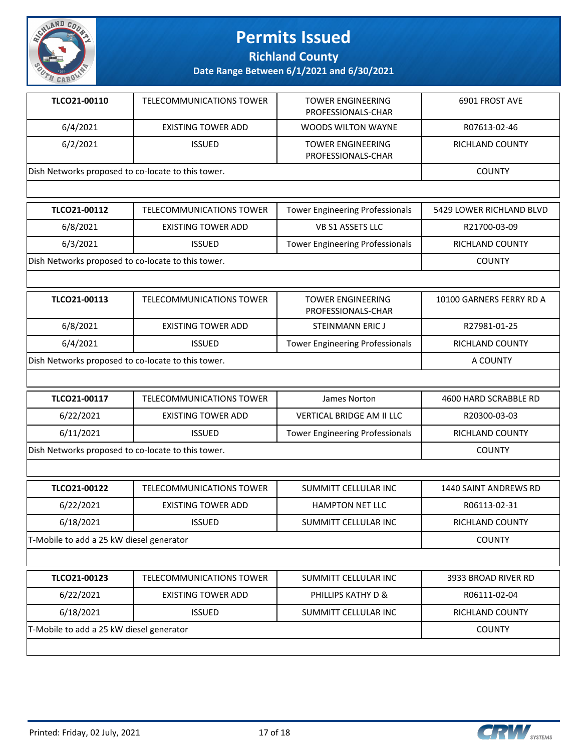# Permits Issued

## Richland County

### Date Range Between 6/1/2021 and 6/30/2021

| | | | |
|---|---|---|---|
| **TLCO21-00110** | TELECOMMUNICATIONS TOWER | TOWER ENGINEERING PROFESSIONALS-CHAR | 6901 FROST AVE |
| 6/4/2021 | EXISTING TOWER ADD | WOODS WILTON WAYNE | R07613-02-46 |
| 6/2/2021 | ISSUED | TOWER ENGINEERING PROFESSIONALS-CHAR | RICHLAND COUNTY |
| Dish Networks proposed to co-locate to this tower. | | | COUNTY |

| | | | |
|---|---|---|---|
| **TLCO21-00112** | TELECOMMUNICATIONS TOWER | Tower Engineering Professionals | 5429 LOWER RICHLAND BLVD |
| 6/8/2021 | EXISTING TOWER ADD | VB S1 ASSETS LLC | R21700-03-09 |
| 6/3/2021 | ISSUED | Tower Engineering Professionals | RICHLAND COUNTY |
| Dish Networks proposed to co-locate to this tower. | | | COUNTY |

| | | | |
|---|---|---|---|
| **TLCO21-00113** | TELECOMMUNICATIONS TOWER | TOWER ENGINEERING PROFESSIONALS-CHAR | 10100 GARNERS FERRY RD A |
| 6/8/2021 | EXISTING TOWER ADD | STEINMANN ERIC J | R27981-01-25 |
| 6/4/2021 | ISSUED | Tower Engineering Professionals | RICHLAND COUNTY |
| Dish Networks proposed to co-locate to this tower. | | | A COUNTY |

| | | | |
|---|---|---|---|
| **TLCO21-00117** | TELECOMMUNICATIONS TOWER | James Norton | 4600 HARD SCRABBLE RD |
| 6/22/2021 | EXISTING TOWER ADD | VERTICAL BRIDGE AM II LLC | R20300-03-03 |
| 6/11/2021 | ISSUED | Tower Engineering Professionals | RICHLAND COUNTY |
| Dish Networks proposed to co-locate to this tower. | | | COUNTY |

| | | | |
|---|---|---|---|
| **TLCO21-00122** | TELECOMMUNICATIONS TOWER | SUMMITT CELLULAR INC | 1440 SAINT ANDREWS RD |
| 6/22/2021 | EXISTING TOWER ADD | HAMPTON NET LLC | R06113-02-31 |
| 6/18/2021 | ISSUED | SUMMITT CELLULAR INC | RICHLAND COUNTY |
| T-Mobile to add a 25 kW diesel generator | | | COUNTY |

| | | | |
|---|---|---|---|
| **TLCO21-00123** | TELECOMMUNICATIONS TOWER | SUMMITT CELLULAR INC | 3933 BROAD RIVER RD |
| 6/22/2021 | EXISTING TOWER ADD | PHILLIPS KATHY D & | R06111-02-04 |
| 6/18/2021 | ISSUED | SUMMITT CELLULAR INC | RICHLAND COUNTY |
| T-Mobile to add a 25 kW diesel generator | | | COUNTY |

Printed: Friday, 02 July, 2021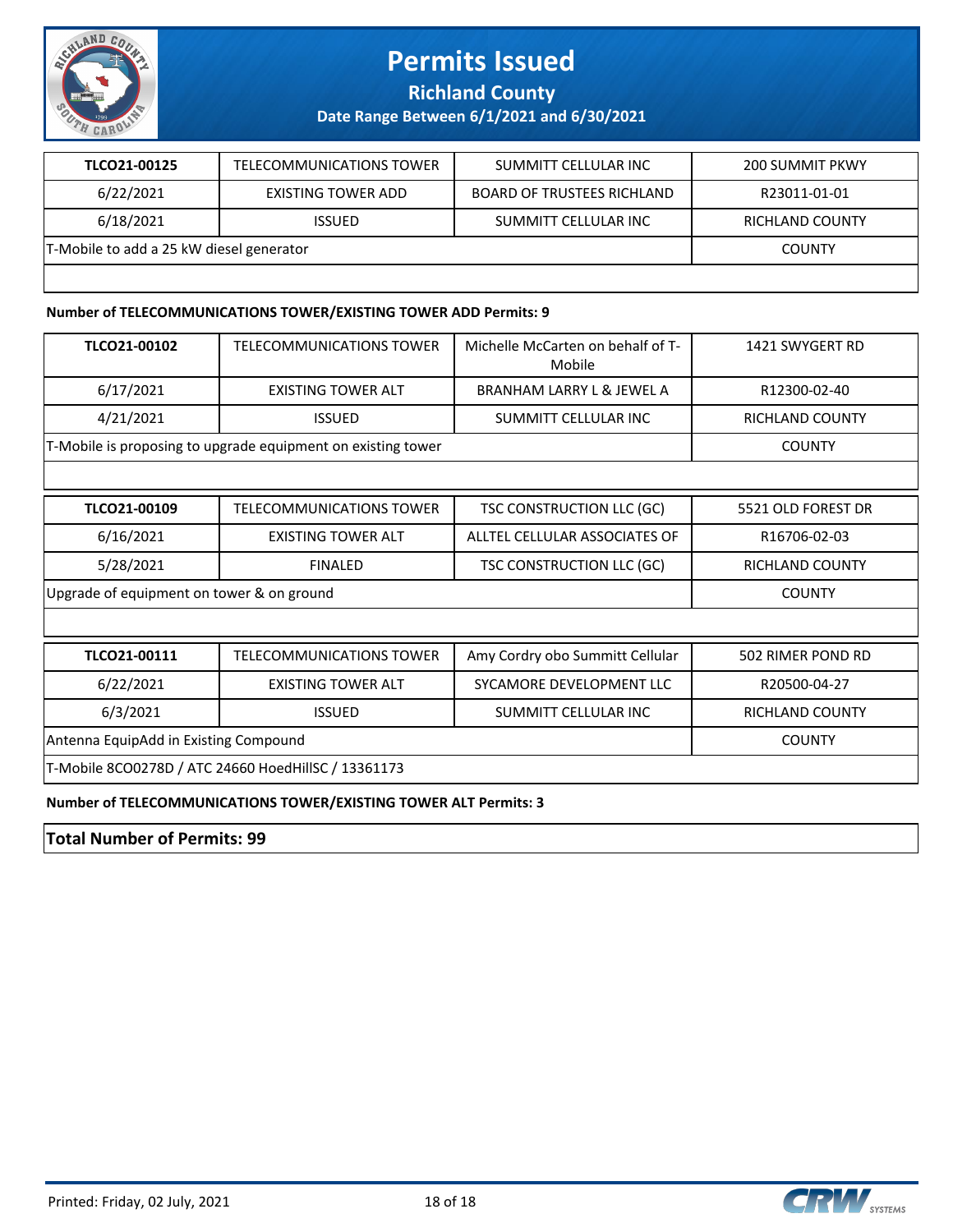# Permits Issued

## Richland County

### Date Range Between 6/1/2021 and 6/30/2021

| | | | |
|---|---|---|---|
| **TLCO21-00125** | TELECOMMUNICATIONS TOWER | SUMMITT CELLULAR INC | 200 SUMMIT PKWY |
| 6/22/2021 | EXISTING TOWER ADD | BOARD OF TRUSTEES RICHLAND | R23011-01-01 |
| 6/18/2021 | ISSUED | SUMMITT CELLULAR INC | RICHLAND COUNTY |
| T-Mobile to add a 25 kW diesel generator | | | COUNTY |

**Number of TELECOMMUNICATIONS TOWER/EXISTING TOWER ADD Permits: 9**

| | | | |
|---|---|---|---|
| **TLCO21-00102** | TELECOMMUNICATIONS TOWER | Michelle McCarten on behalf of T-Mobile | 1421 SWYGERT RD |
| 6/17/2021 | EXISTING TOWER ALT | BRANHAM LARRY L & JEWEL A | R12300-02-40 |
| 4/21/2021 | ISSUED | SUMMITT CELLULAR INC | RICHLAND COUNTY |
| T-Mobile is proposing to upgrade equipment on existing tower | | | COUNTY |

| | | | |
|---|---|---|---|
| **TLCO21-00109** | TELECOMMUNICATIONS TOWER | TSC CONSTRUCTION LLC (GC) | 5521 OLD FOREST DR |
| 6/16/2021 | EXISTING TOWER ALT | ALLTEL CELLULAR ASSOCIATES OF | R16706-02-03 |
| 5/28/2021 | FINALED | TSC CONSTRUCTION LLC (GC) | RICHLAND COUNTY |
| Upgrade of equipment on tower & on ground | | | COUNTY |

| | | | |
|---|---|---|---|
| **TLCO21-00111** | TELECOMMUNICATIONS TOWER | Amy Cordry obo Summitt Cellular | 502 RIMER POND RD |
| 6/22/2021 | EXISTING TOWER ALT | SYCAMORE DEVELOPMENT LLC | R20500-04-27 |
| 6/3/2021 | ISSUED | SUMMITT CELLULAR INC | RICHLAND COUNTY |
| Antenna EquipAdd in Existing Compound | | | COUNTY |
| T-Mobile 8CO0278D / ATC 24660 HoedHillSC / 13361173 | | | |

**Number of TELECOMMUNICATIONS TOWER/EXISTING TOWER ALT Permits: 3**

**Total Number of Permits: 99**

Printed: Friday, 02 July, 2021